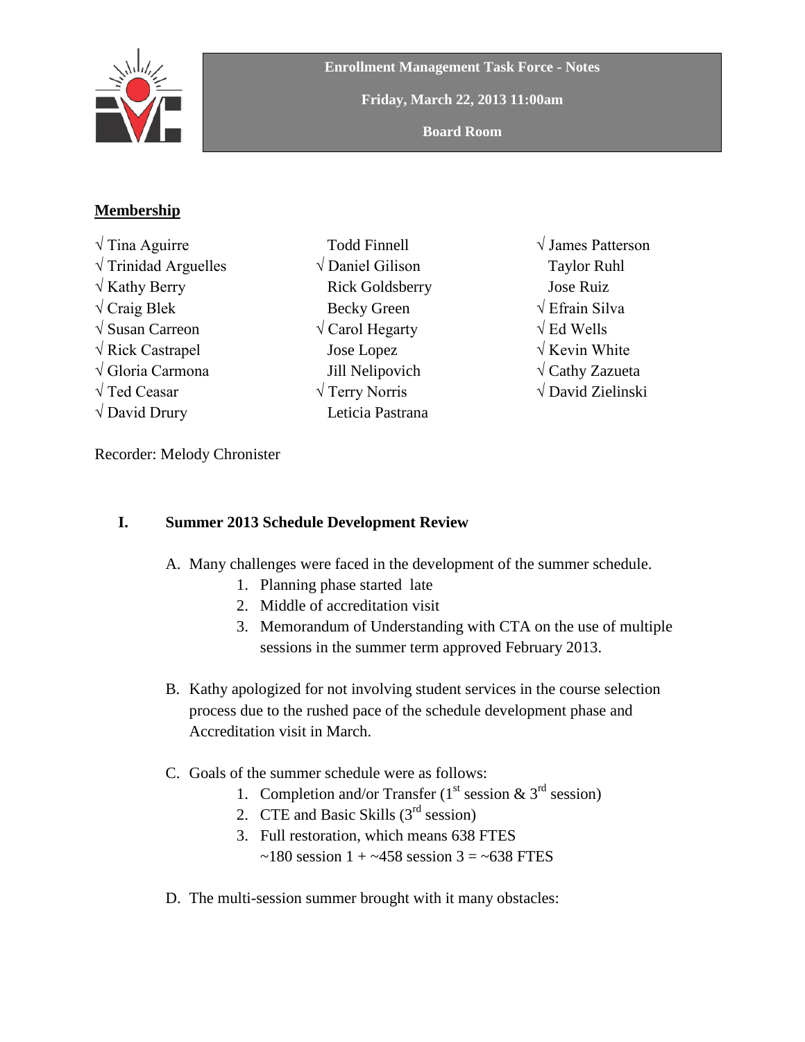# Enrollment Management Task Force - Notes

**Friday, March 22, 2013 11:00am**

**Board Room**

## Membership

√ Tina Aguirre
√ Trinidad Arguelles
√ Kathy Berry
√ Craig Blek
√ Susan Carreon
√ Rick Castrapel
√ Gloria Carmona
√ Ted Ceasar
√ David Drury
Todd Finnell
√ Daniel Gilison
Rick Goldsberry
Becky Green
√ Carol Hegarty
Jose Lopez
Jill Nelipovich
√ Terry Norris
Leticia Pastrana
√ James Patterson
Taylor Ruhl
Jose Ruiz
√ Efrain Silva
√ Ed Wells
√ Kevin White
√ Cathy Zazueta
√ David Zielinski

Recorder: Melody Chronister

## I. Summer 2013 Schedule Development Review

A. Many challenges were faced in the development of the summer schedule.
   1. Planning phase started late
   2. Middle of accreditation visit
   3. Memorandum of Understanding with CTA on the use of multiple sessions in the summer term approved February 2013.

B. Kathy apologized for not involving student services in the course selection process due to the rushed pace of the schedule development phase and Accreditation visit in March.

C. Goals of the summer schedule were as follows:
   1. Completion and/or Transfer (1st session & 3rd session)
   2. CTE and Basic Skills (3rd session)
   3. Full restoration, which means 638 FTES
      ~180 session 1 + ~458 session 3 = ~638 FTES

D. The multi-session summer brought with it many obstacles: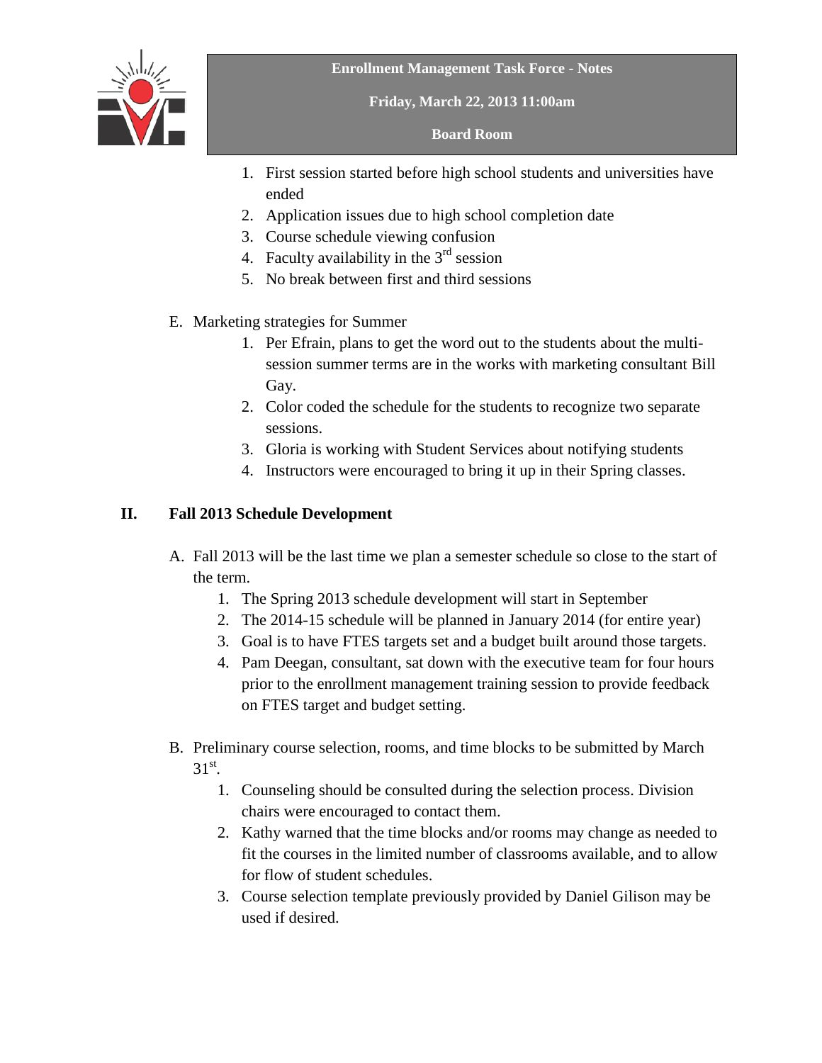1. First session started before high school students and universities have ended
2. Application issues due to high school completion date
3. Course schedule viewing confusion
4. Faculty availability in the 3rd session
5. No break between first and third sessions

E. Marketing strategies for Summer
   1. Per Efrain, plans to get the word out to the students about the multi-session summer terms are in the works with marketing consultant Bill Gay.
   2. Color coded the schedule for the students to recognize two separate sessions.
   3. Gloria is working with Student Services about notifying students
   4. Instructors were encouraged to bring it up in their Spring classes.

## II. Fall 2013 Schedule Development

A. Fall 2013 will be the last time we plan a semester schedule so close to the start of the term.
   1. The Spring 2013 schedule development will start in September
   2. The 2014-15 schedule will be planned in January 2014 (for entire year)
   3. Goal is to have FTES targets set and a budget built around those targets.
   4. Pam Deegan, consultant, sat down with the executive team for four hours prior to the enrollment management training session to provide feedback on FTES target and budget setting.

B. Preliminary course selection, rooms, and time blocks to be submitted by March 31st.
   1. Counseling should be consulted during the selection process. Division chairs were encouraged to contact them.
   2. Kathy warned that the time blocks and/or rooms may change as needed to fit the courses in the limited number of classrooms available, and to allow for flow of student schedules.
   3. Course selection template previously provided by Daniel Gilison may be used if desired.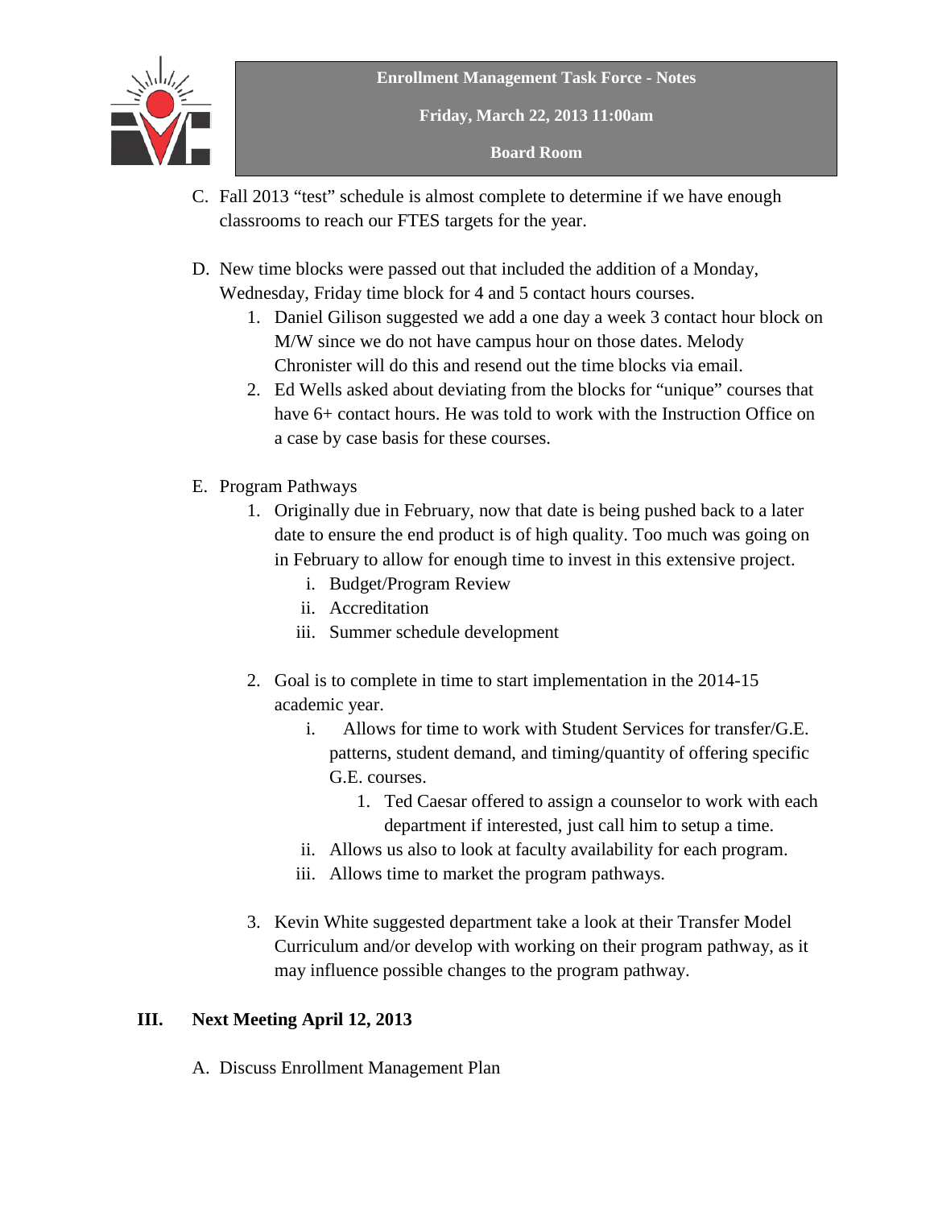C. Fall 2013 “test” schedule is almost complete to determine if we have enough classrooms to reach our FTES targets for the year.

D. New time blocks were passed out that included the addition of a Monday, Wednesday, Friday time block for 4 and 5 contact hours courses.

   1. Daniel Gilison suggested we add a one day a week 3 contact hour block on M/W since we do not have campus hour on those dates. Melody Chronister will do this and resend out the time blocks via email.
   2. Ed Wells asked about deviating from the blocks for “unique” courses that have 6+ contact hours. He was told to work with the Instruction Office on a case by case basis for these courses.

E. Program Pathways

   1. Originally due in February, now that date is being pushed back to a later date to ensure the end product is of high quality. Too much was going on in February to allow for enough time to invest in this extensive project.
      - i. Budget/Program Review
      - ii. Accreditation
      - iii. Summer schedule development

   2. Goal is to complete in time to start implementation in the 2014-15 academic year.
      - i. Allows for time to work with Student Services for transfer/G.E. patterns, student demand, and timing/quantity of offering specific G.E. courses.
        1. Ted Caesar offered to assign a counselor to work with each department if interested, just call him to setup a time.
      - ii. Allows us also to look at faculty availability for each program.
      - iii. Allows time to market the program pathways.

   3. Kevin White suggested department take a look at their Transfer Model Curriculum and/or develop with working on their program pathway, as it may influence possible changes to the program pathway.

## III. Next Meeting April 12, 2013

A. Discuss Enrollment Management Plan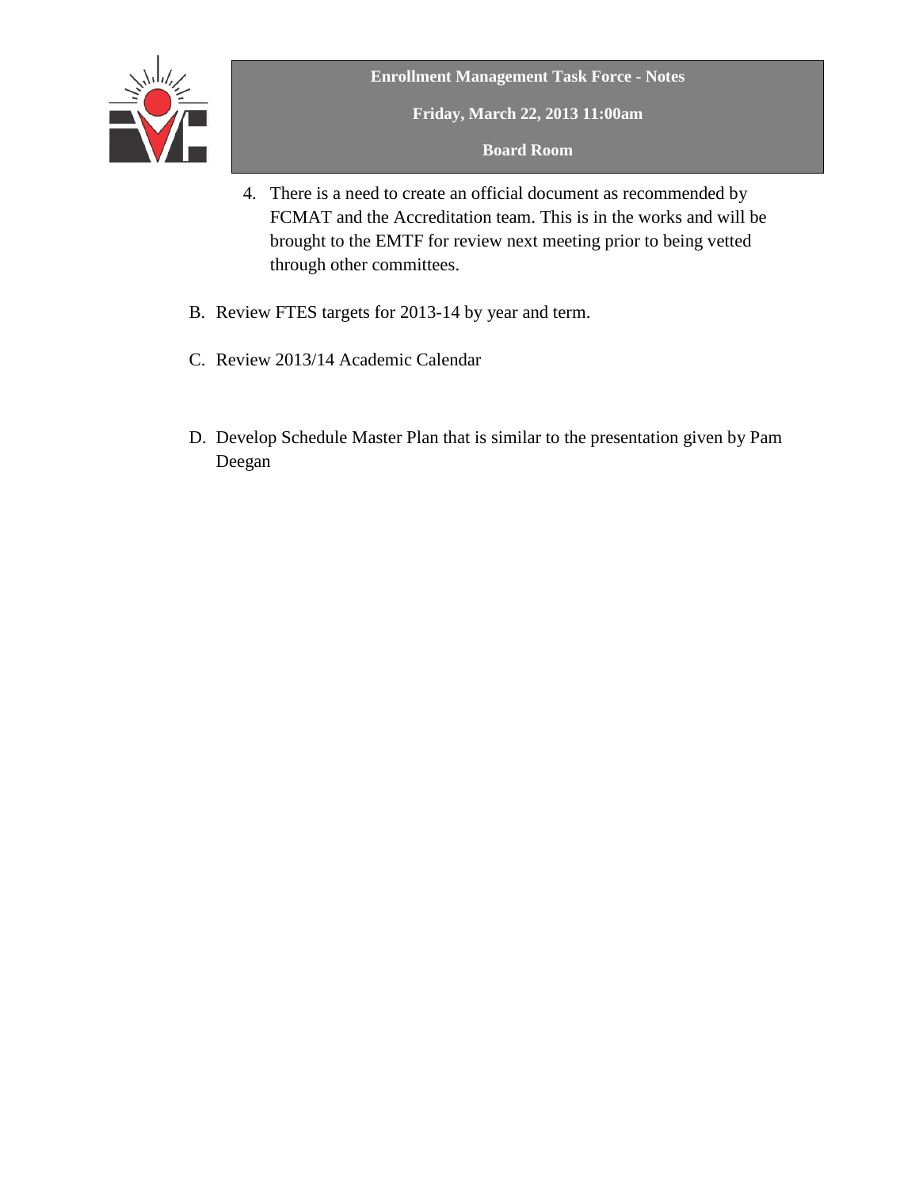4. There is a need to create an official document as recommended by FCMAT and the Accreditation team. This is in the works and will be brought to the EMTF for review next meeting prior to being vetted through other committees.

B. Review FTES targets for 2013-14 by year and term.

C. Review 2013/14 Academic Calendar

D. Develop Schedule Master Plan that is similar to the presentation given by Pam Deegan